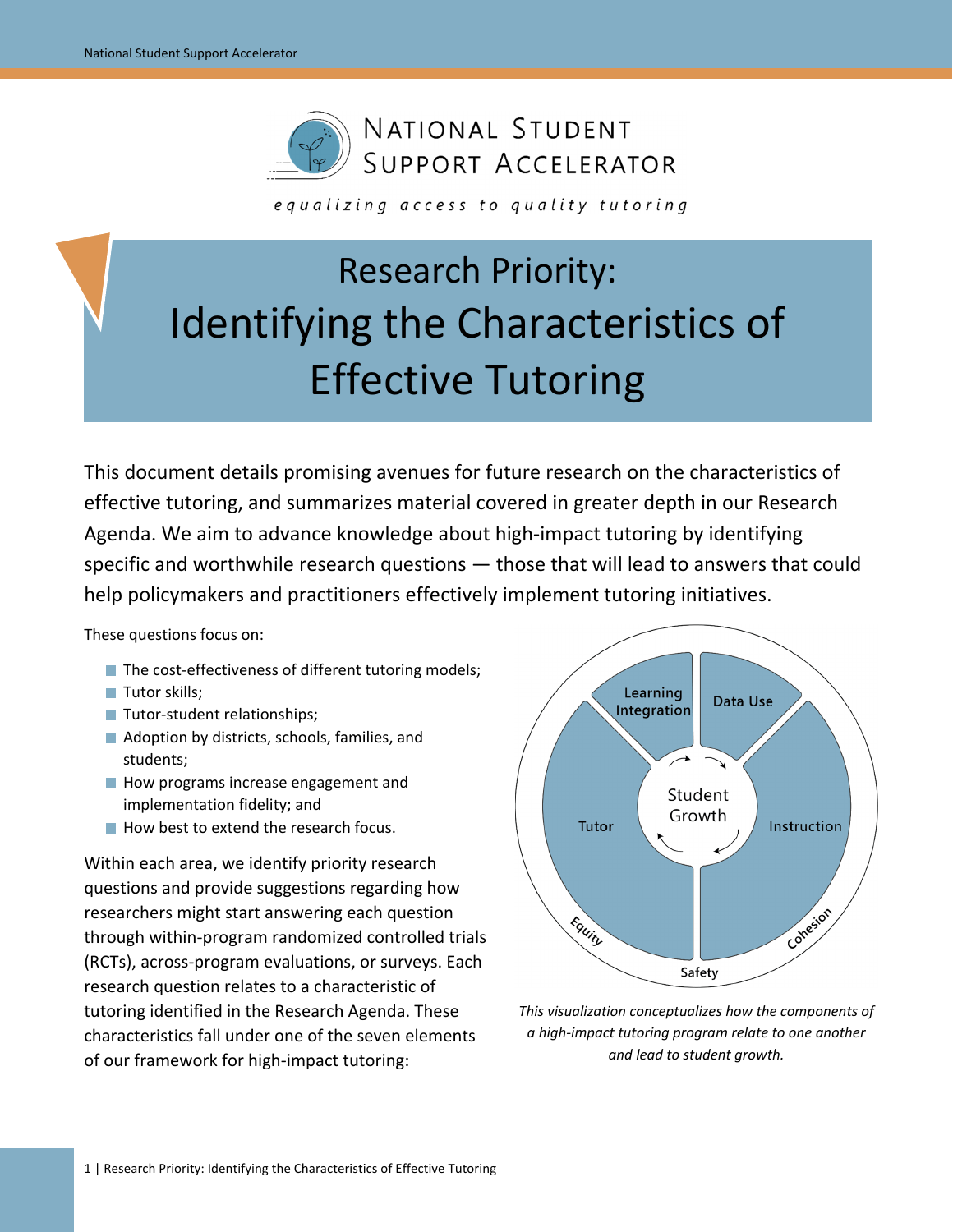NATIONAL STUDENT SUPPORT ACCELERATOR

*equalizing access to quality tutoring*

# Research Priority: Identifying the Characteristics of Effective Tutoring

This document details promising avenues for future research on the characteristics of effective tutoring, and summarizes material covered in greater depth in our Research Agenda. We aim to advance knowledge about high-impact tutoring by identifying specific and worthwhile research questions — those that will lead to answers that could help policymakers and practitioners effectively implement tutoring initiatives.

These questions focus on:

- The cost-effectiveness of different tutoring models;
- Tutor skills;
- Tutor-student relationships;
- Adoption by districts, schools, families, and students;
- How programs increase engagement and implementation fidelity; and
- How best to extend the research focus.

Within each area, we identify priority research questions and provide suggestions regarding how researchers might start answering each question through within-program randomized controlled trials (RCTs), across-program evaluations, or surveys. Each research question relates to a characteristic of tutoring identified in the Research Agenda. These characteristics fall under one of the seven elements of our framework for high-impact tutoring:

*This visualization conceptualizes how the components of a high-impact tutoring program relate to one another and lead to student growth.*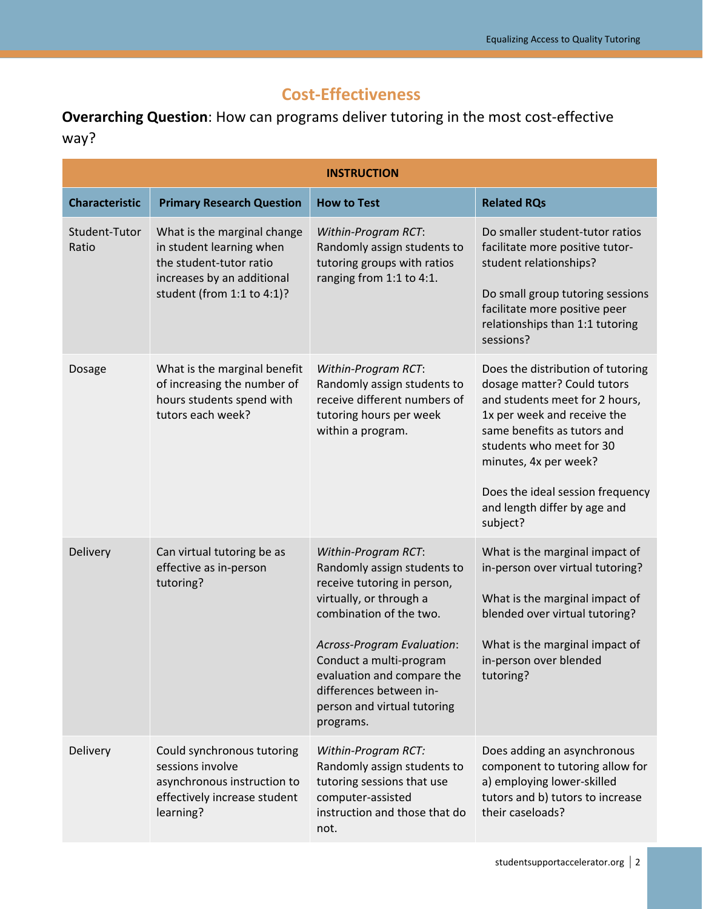## Cost-Effectiveness

**Overarching Question**: How can programs deliver tutoring in the most cost-effective way?

| INSTRUCTION | | | |
|---|---|---|---|
| **Characteristic** | **Primary Research Question** | **How to Test** | **Related RQs** |
| Student-Tutor Ratio | What is the marginal change in student learning when the student-tutor ratio increases by an additional student (from 1:1 to 4:1)? | *Within-Program RCT*: Randomly assign students to tutoring groups with ratios ranging from 1:1 to 4:1. | Do smaller student-tutor ratios facilitate more positive tutor-student relationships?<br><br>Do small group tutoring sessions facilitate more positive peer relationships than 1:1 tutoring sessions? |
| Dosage | What is the marginal benefit of increasing the number of hours students spend with tutors each week? | *Within-Program RCT*: Randomly assign students to receive different numbers of tutoring hours per week within a program. | Does the distribution of tutoring dosage matter? Could tutors and students meet for 2 hours, 1x per week and receive the same benefits as tutors and students who meet for 30 minutes, 4x per week?<br><br>Does the ideal session frequency and length differ by age and subject? |
| Delivery | Can virtual tutoring be as effective as in-person tutoring? | *Within-Program RCT*: Randomly assign students to receive tutoring in person, virtually, or through a combination of the two.<br><br>*Across-Program Evaluation*: Conduct a multi-program evaluation and compare the differences between in-person and virtual tutoring programs. | What is the marginal impact of in-person over virtual tutoring?<br><br>What is the marginal impact of blended over virtual tutoring?<br><br>What is the marginal impact of in-person over blended tutoring? |
| Delivery | Could synchronous tutoring sessions involve asynchronous instruction to effectively increase student learning? | *Within-Program RCT:* Randomly assign students to tutoring sessions that use computer-assisted instruction and those that do not. | Does adding an asynchronous component to tutoring allow for a) employing lower-skilled tutors and b) tutors to increase their caseloads? |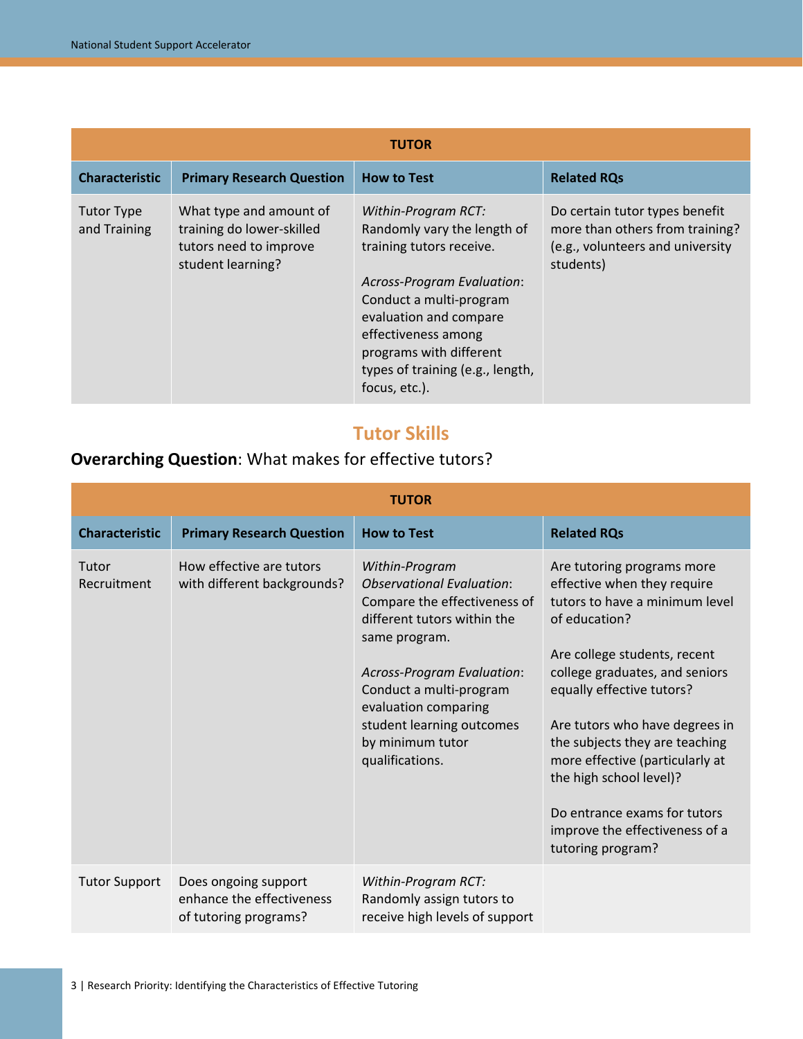| TUTOR | | | |
|---|---|---|---|
| **Characteristic** | **Primary Research Question** | **How to Test** | **Related RQs** |
| Tutor Type and Training | What type and amount of training do lower-skilled tutors need to improve student learning? | *Within-Program RCT:* Randomly vary the length of training tutors receive.<br><br>*Across-Program Evaluation*: Conduct a multi-program evaluation and compare effectiveness among programs with different types of training (e.g., length, focus, etc.). | Do certain tutor types benefit more than others from training? (e.g., volunteers and university students) |

## Tutor Skills

**Overarching Question**: What makes for effective tutors?

| TUTOR | | | |
|---|---|---|---|
| **Characteristic** | **Primary Research Question** | **How to Test** | **Related RQs** |
| Tutor Recruitment | How effective are tutors with different backgrounds? | *Within-Program Observational Evaluation*: Compare the effectiveness of different tutors within the same program.<br><br>*Across-Program Evaluation*: Conduct a multi-program evaluation comparing student learning outcomes by minimum tutor qualifications. | Are tutoring programs more effective when they require tutors to have a minimum level of education?<br><br>Are college students, recent college graduates, and seniors equally effective tutors?<br><br>Are tutors who have degrees in the subjects they are teaching more effective (particularly at the high school level)?<br><br>Do entrance exams for tutors improve the effectiveness of a tutoring program? |
| Tutor Support | Does ongoing support enhance the effectiveness of tutoring programs? | *Within-Program RCT:* Randomly assign tutors to receive high levels of support | |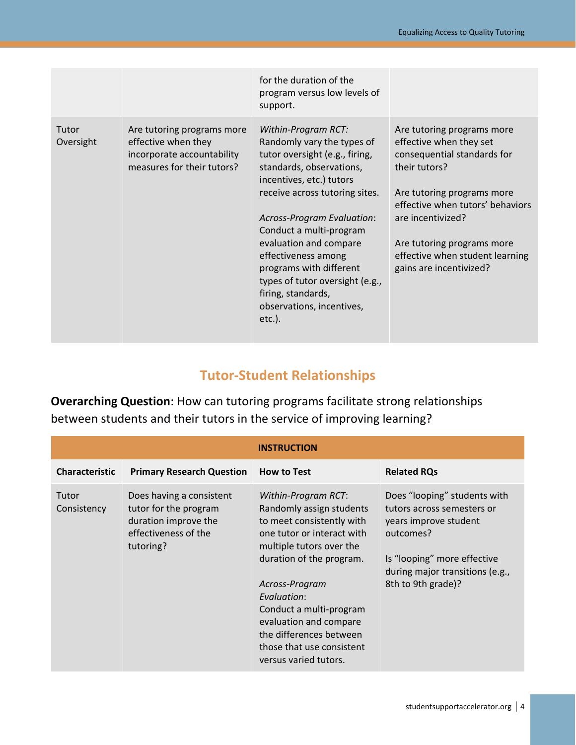| | | for the duration of the program versus low levels of support. | |
|---|---|---|---|
| Tutor Oversight | Are tutoring programs more effective when they incorporate accountability measures for their tutors? | *Within-Program RCT:* Randomly vary the types of tutor oversight (e.g., firing, standards, observations, incentives, etc.) tutors receive across tutoring sites.<br><br>*Across-Program Evaluation*: Conduct a multi-program evaluation and compare effectiveness among programs with different types of tutor oversight (e.g., firing, standards, observations, incentives, etc.). | Are tutoring programs more effective when they set consequential standards for their tutors?<br><br>Are tutoring programs more effective when tutors' behaviors are incentivized?<br><br>Are tutoring programs more effective when student learning gains are incentivized? |

## Tutor-Student Relationships

**Overarching Question**: How can tutoring programs facilitate strong relationships between students and their tutors in the service of improving learning?

| **INSTRUCTION** | | | |
|---|---|---|---|
| **Characteristic** | **Primary Research Question** | **How to Test** | **Related RQs** |
| Tutor Consistency | Does having a consistent tutor for the program duration improve the effectiveness of the tutoring? | *Within-Program RCT*: Randomly assign students to meet consistently with one tutor or interact with multiple tutors over the duration of the program.<br><br>*Across-Program Evaluation*: Conduct a multi-program evaluation and compare the differences between those that use consistent versus varied tutors. | Does "looping" students with tutors across semesters or years improve student outcomes?<br><br>Is "looping" more effective during major transitions (e.g., 8th to 9th grade)? |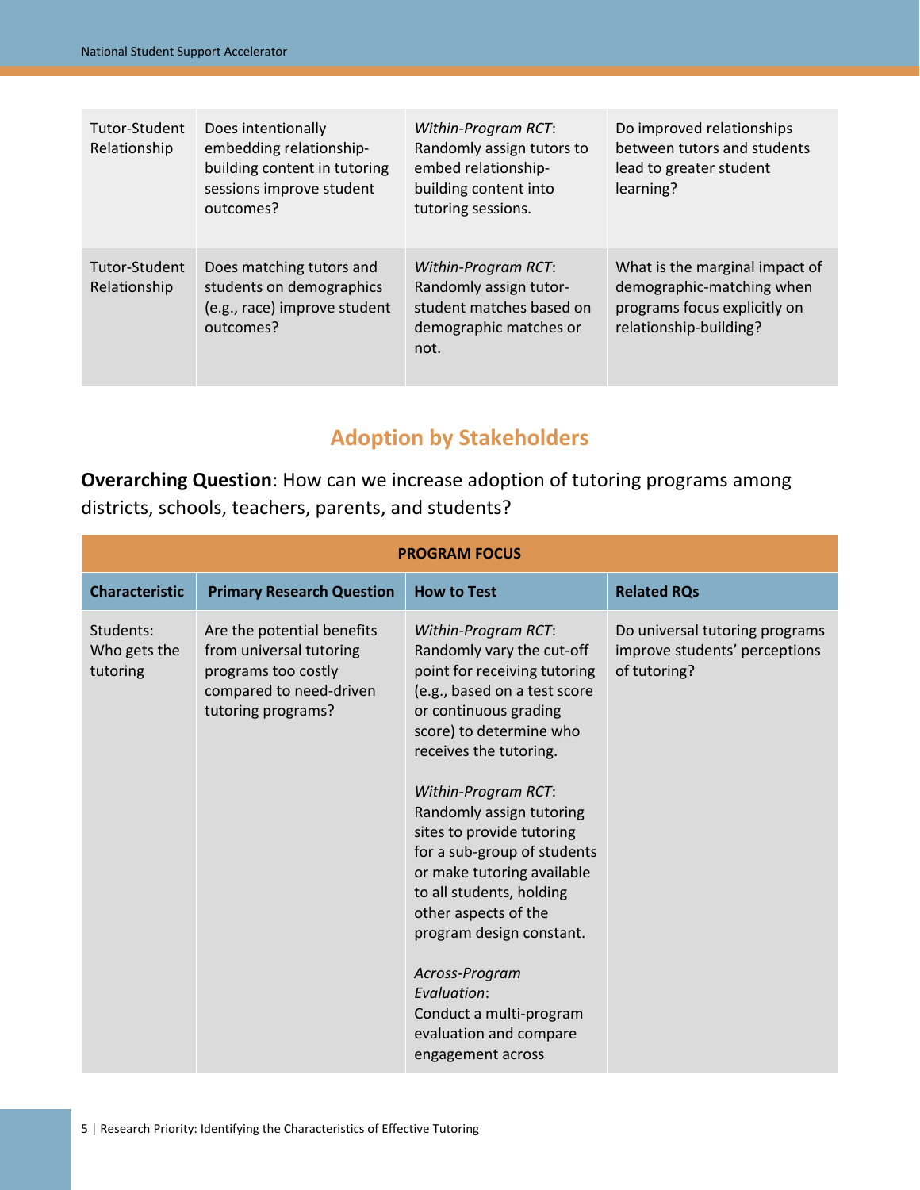| | | | |
|---|---|---|---|
| Tutor-Student Relationship | Does intentionally embedding relationship-building content in tutoring sessions improve student outcomes? | *Within-Program RCT*: Randomly assign tutors to embed relationship-building content into tutoring sessions. | Do improved relationships between tutors and students lead to greater student learning? |
| Tutor-Student Relationship | Does matching tutors and students on demographics (e.g., race) improve student outcomes? | *Within-Program RCT*: Randomly assign tutor-student matches based on demographic matches or not. | What is the marginal impact of demographic-matching when programs focus explicitly on relationship-building? |

## Adoption by Stakeholders

**Overarching Question**: How can we increase adoption of tutoring programs among districts, schools, teachers, parents, and students?

| PROGRAM FOCUS | | | |
|---|---|---|---|
| **Characteristic** | **Primary Research Question** | **How to Test** | **Related RQs** |
| Students: Who gets the tutoring | Are the potential benefits from universal tutoring programs too costly compared to need-driven tutoring programs? | *Within-Program RCT*: Randomly vary the cut-off point for receiving tutoring (e.g., based on a test score or continuous grading score) to determine who receives the tutoring.<br><br>*Within-Program RCT*: Randomly assign tutoring sites to provide tutoring for a sub-group of students or make tutoring available to all students, holding other aspects of the program design constant.<br><br>*Across-Program Evaluation*: Conduct a multi-program evaluation and compare engagement across | Do universal tutoring programs improve students' perceptions of tutoring? |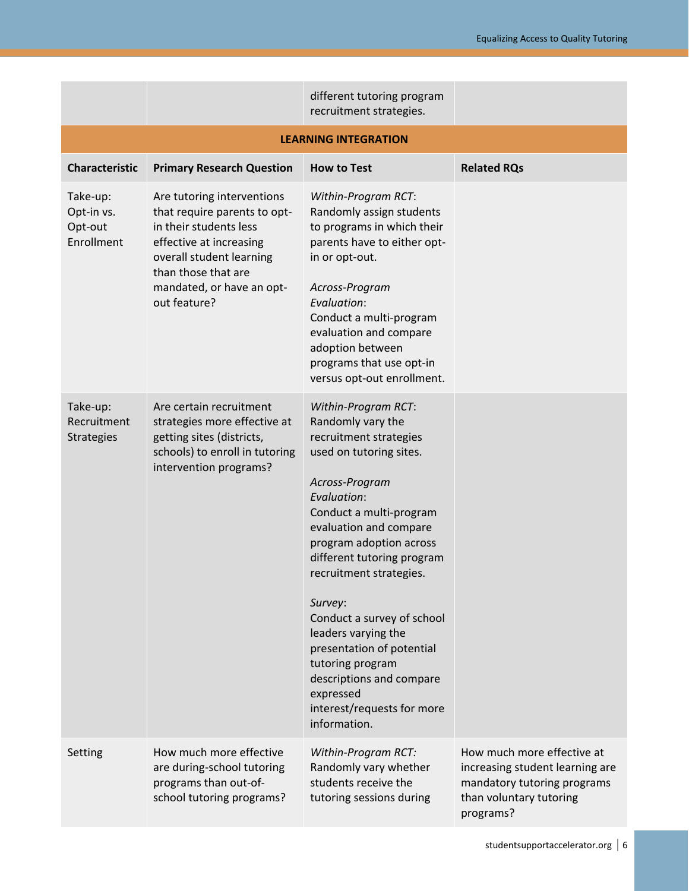| | | different tutoring program recruitment strategies. | |
|---|---|---|---|
| **LEARNING INTEGRATION** | | | |
| **Characteristic** | **Primary Research Question** | **How to Test** | **Related RQs** |
| Take-up: Opt-in vs. Opt-out Enrollment | Are tutoring interventions that require parents to opt-in their students less effective at increasing overall student learning than those that are mandated, or have an opt-out feature? | *Within-Program RCT*: Randomly assign students to programs in which their parents have to either opt-in or opt-out.<br><br>*Across-Program Evaluation*: Conduct a multi-program evaluation and compare adoption between programs that use opt-in versus opt-out enrollment. | |
| Take-up: Recruitment Strategies | Are certain recruitment strategies more effective at getting sites (districts, schools) to enroll in tutoring intervention programs? | *Within-Program RCT*: Randomly vary the recruitment strategies used on tutoring sites.<br><br>*Across-Program Evaluation*: Conduct a multi-program evaluation and compare program adoption across different tutoring program recruitment strategies.<br><br>*Survey*: Conduct a survey of school leaders varying the presentation of potential tutoring program descriptions and compare expressed interest/requests for more information. | |
| Setting | How much more effective are during-school tutoring programs than out-of-school tutoring programs? | *Within-Program RCT:* Randomly vary whether students receive the tutoring sessions during | How much more effective at increasing student learning are mandatory tutoring programs than voluntary tutoring programs? |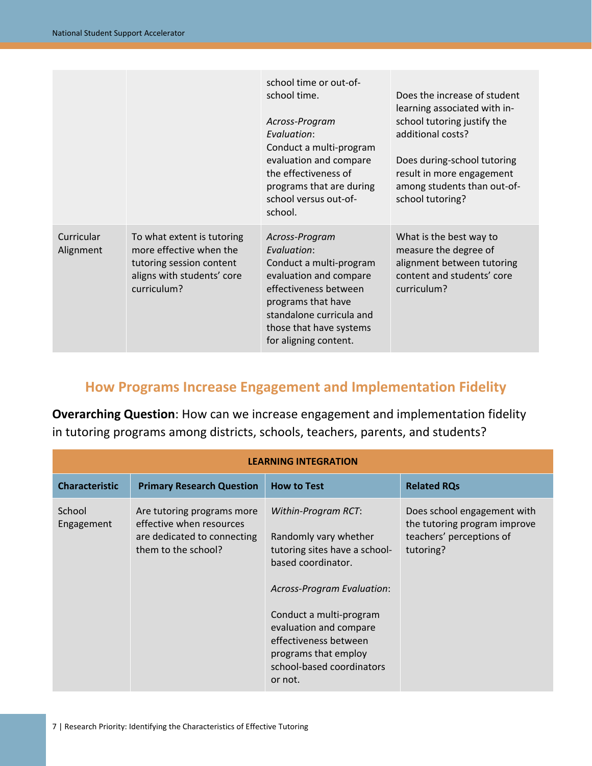| | | school time or out-of-school time.<br><br>*Across-Program Evaluation*:<br>Conduct a multi-program evaluation and compare the effectiveness of programs that are during school versus out-of-school. | Does the increase of student learning associated with in-school tutoring justify the additional costs?<br><br>Does during-school tutoring result in more engagement among students than out-of-school tutoring? |
|---|---|---|---|
| Curricular Alignment | To what extent is tutoring more effective when the tutoring session content aligns with students' core curriculum? | *Across-Program Evaluation*:<br>Conduct a multi-program evaluation and compare effectiveness between programs that have standalone curricula and those that have systems for aligning content. | What is the best way to measure the degree of alignment between tutoring content and students' core curriculum? |

## How Programs Increase Engagement and Implementation Fidelity

**Overarching Question**: How can we increase engagement and implementation fidelity in tutoring programs among districts, schools, teachers, parents, and students?

| **LEARNING INTEGRATION** | | | |
|---|---|---|---|
| **Characteristic** | **Primary Research Question** | **How to Test** | **Related RQs** |
| School Engagement | Are tutoring programs more effective when resources are dedicated to connecting them to the school? | *Within-Program RCT*:<br><br>Randomly vary whether tutoring sites have a school-based coordinator.<br><br>*Across-Program Evaluation*:<br><br>Conduct a multi-program evaluation and compare effectiveness between programs that employ school-based coordinators or not. | Does school engagement with the tutoring program improve teachers' perceptions of tutoring? |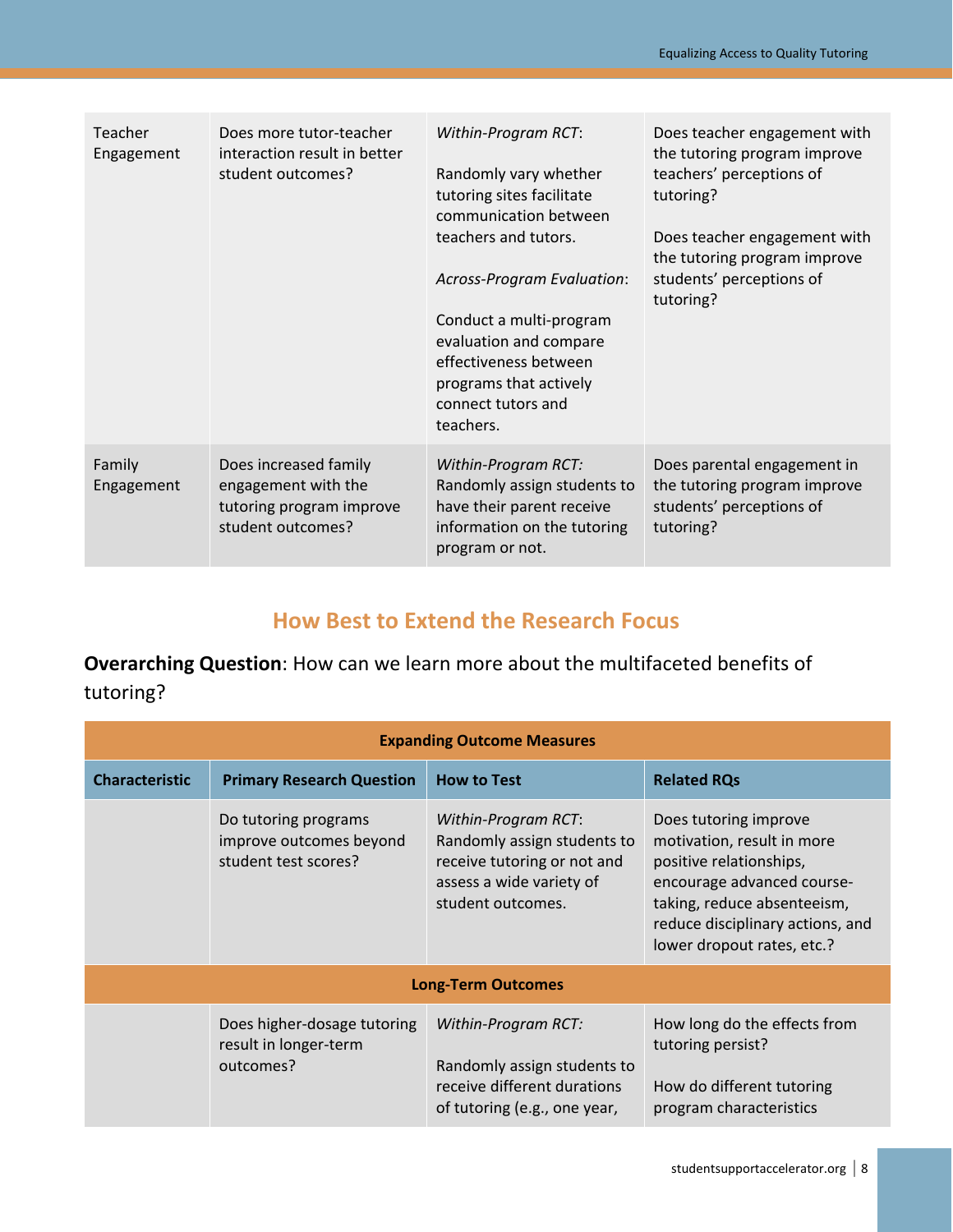| | | | |
|---|---|---|---|
| Teacher Engagement | Does more tutor-teacher interaction result in better student outcomes? | *Within-Program RCT*: Randomly vary whether tutoring sites facilitate communication between teachers and tutors. *Across-Program Evaluation*: Conduct a multi-program evaluation and compare effectiveness between programs that actively connect tutors and teachers. | Does teacher engagement with the tutoring program improve teachers' perceptions of tutoring? Does teacher engagement with the tutoring program improve students' perceptions of tutoring? |
| Family Engagement | Does increased family engagement with the tutoring program improve student outcomes? | *Within-Program RCT:* Randomly assign students to have their parent receive information on the tutoring program or not. | Does parental engagement in the tutoring program improve students' perceptions of tutoring? |

## How Best to Extend the Research Focus

**Overarching Question**: How can we learn more about the multifaceted benefits of tutoring?

| **Expanding Outcome Measures** | | | |
|---|---|---|---|
| **Characteristic** | **Primary Research Question** | **How to Test** | **Related RQs** |
| | Do tutoring programs improve outcomes beyond student test scores? | *Within-Program RCT*: Randomly assign students to receive tutoring or not and assess a wide variety of student outcomes. | Does tutoring improve motivation, result in more positive relationships, encourage advanced course-taking, reduce absenteeism, reduce disciplinary actions, and lower dropout rates, etc.? |
| **Long-Term Outcomes** | | | |
| | Does higher-dosage tutoring result in longer-term outcomes? | *Within-Program RCT:* Randomly assign students to receive different durations of tutoring (e.g., one year, | How long do the effects from tutoring persist? How do different tutoring program characteristics |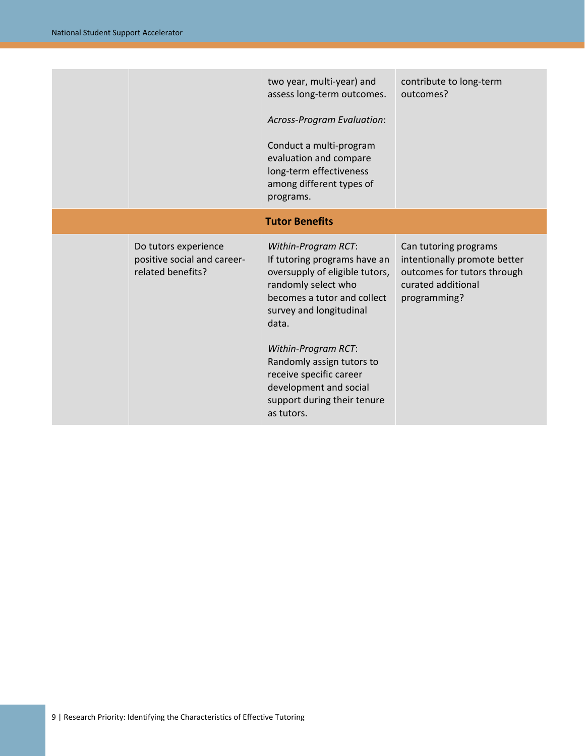| | | | |
|---|---|---|---|
| | | two year, multi-year) and assess long-term outcomes.<br><br>*Across-Program Evaluation*:<br><br>Conduct a multi-program evaluation and compare long-term effectiveness among different types of programs. | contribute to long-term outcomes? |
| | | **Tutor Benefits** | |
| | Do tutors experience positive social and career-related benefits? | *Within-Program RCT*: If tutoring programs have an oversupply of eligible tutors, randomly select who becomes a tutor and collect survey and longitudinal data.<br><br>*Within-Program RCT*: Randomly assign tutors to receive specific career development and social support during their tenure as tutors. | Can tutoring programs intentionally promote better outcomes for tutors through curated additional programming? |